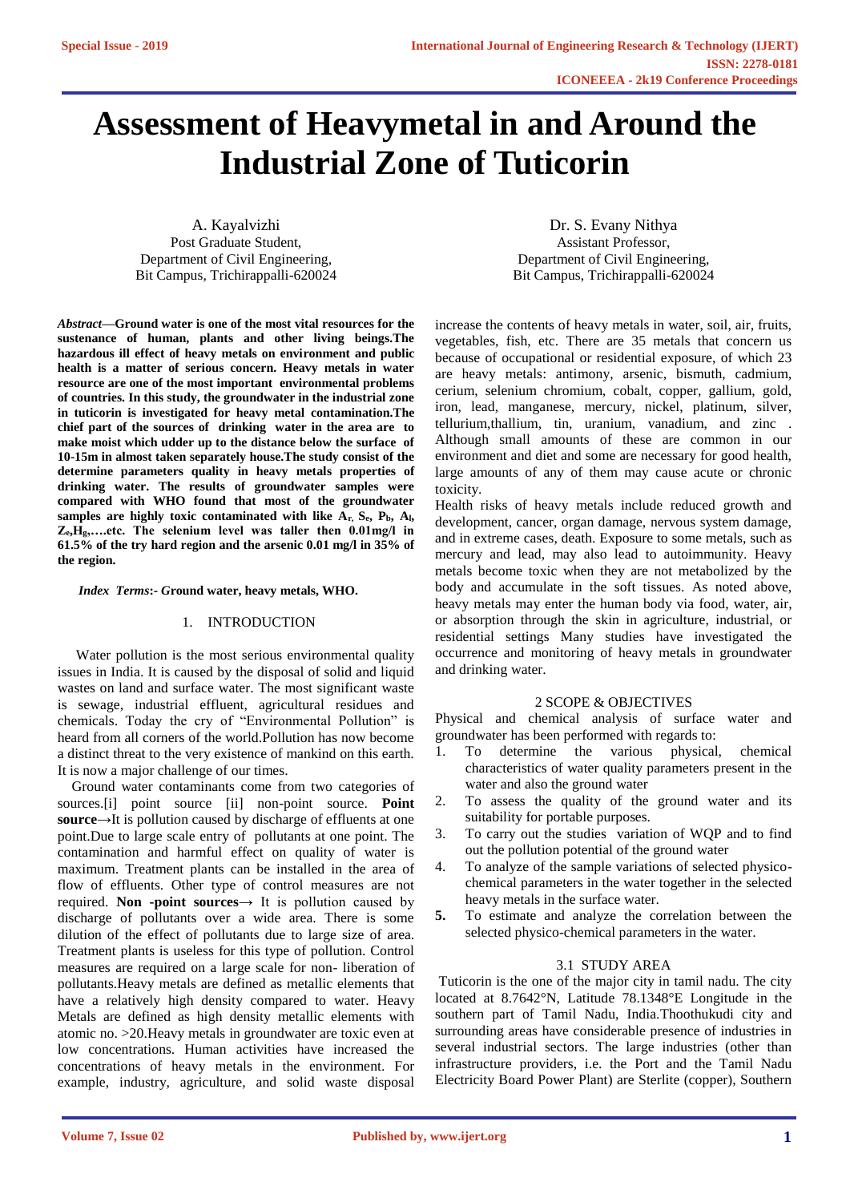# Assessment of Heavymetal in and Around the Industrial Zone of Tuticorin

A. Kayalvizhi
Post Graduate Student,
Department of Civil Engineering,
Bit Campus, Trichirappalli-620024

Dr. S. Evany Nithya
Assistant Professor,
Department of Civil Engineering,
Bit Campus, Trichirappalli-620024

***Abstract*—Ground water is one of the most vital resources for the sustenance of human, plants and other living beings.The hazardous ill effect of heavy metals on environment and public health is a matter of serious concern. Heavy metals in water resource are one of the most important environmental problems of countries. In this study, the groundwater in the industrial zone in tuticorin is investigated for heavy metal contamination.The chief part of the sources of drinking water in the area are to make moist which udder up to the distance below the surface of 10-15m in almost taken separately house.The study consist of the determine parameters quality in heavy metals properties of drinking water. The results of groundwater samples were compared with WHO found that most of the groundwater samples are highly toxic contaminated with like $A_r$, $S_e$, $P_b$, $A_l$, $Z_e$,$H_g$,….etc. The selenium level was taller then 0.01mg/l in 61.5% of the try hard region and the arsenic 0.01 mg/l in 35% of the region.**

***Index Terms*:- Ground water, heavy metals, WHO.**

## 1. INTRODUCTION

Water pollution is the most serious environmental quality issues in India. It is caused by the disposal of solid and liquid wastes on land and surface water. The most significant waste is sewage, industrial effluent, agricultural residues and chemicals. Today the cry of "Environmental Pollution" is heard from all corners of the world.Pollution has now become a distinct threat to the very existence of mankind on this earth. It is now a major challenge of our times.

Ground water contaminants come from two categories of sources.[i] point source [ii] non-point source. **Point source**→It is pollution caused by discharge of effluents at one point.Due to large scale entry of pollutants at one point. The contamination and harmful effect on quality of water is maximum. Treatment plants can be installed in the area of flow of effluents. Other type of control measures are not required. **Non -point sources**→ It is pollution caused by discharge of pollutants over a wide area. There is some dilution of the effect of pollutants due to large size of area. Treatment plants is useless for this type of pollution. Control measures are required on a large scale for non- liberation of pollutants.Heavy metals are defined as metallic elements that have a relatively high density compared to water. Heavy Metals are defined as high density metallic elements with atomic no. >20.Heavy metals in groundwater are toxic even at low concentrations. Human activities have increased the concentrations of heavy metals in the environment. For example, industry, agriculture, and solid waste disposal increase the contents of heavy metals in water, soil, air, fruits, vegetables, fish, etc. There are 35 metals that concern us because of occupational or residential exposure, of which 23 are heavy metals: antimony, arsenic, bismuth, cadmium, cerium, selenium chromium, cobalt, copper, gallium, gold, iron, lead, manganese, mercury, nickel, platinum, silver, tellurium,thallium, tin, uranium, vanadium, and zinc . Although small amounts of these are common in our environment and diet and some are necessary for good health, large amounts of any of them may cause acute or chronic toxicity.

Health risks of heavy metals include reduced growth and development, cancer, organ damage, nervous system damage, and in extreme cases, death. Exposure to some metals, such as mercury and lead, may also lead to autoimmunity. Heavy metals become toxic when they are not metabolized by the body and accumulate in the soft tissues. As noted above, heavy metals may enter the human body via food, water, air, or absorption through the skin in agriculture, industrial, or residential settings Many studies have investigated the occurrence and monitoring of heavy metals in groundwater and drinking water.

## 2 SCOPE & OBJECTIVES

Physical and chemical analysis of surface water and groundwater has been performed with regards to:

1. To determine the various physical, chemical characteristics of water quality parameters present in the water and also the ground water
2. To assess the quality of the ground water and its suitability for portable purposes.
3. To carry out the studies variation of WQP and to find out the pollution potential of the ground water
4. To analyze of the sample variations of selected physico-chemical parameters in the water together in the selected heavy metals in the surface water.
5. To estimate and analyze the correlation between the selected physico-chemical parameters in the water.

### 3.1 STUDY AREA

Tuticorin is the one of the major city in tamil nadu. The city located at 8.7642°N, Latitude 78.1348°E Longitude in the southern part of Tamil Nadu, India.Thoothukudi city and surrounding areas have considerable presence of industries in several industrial sectors. The large industries (other than infrastructure providers, i.e. the Port and the Tamil Nadu Electricity Board Power Plant) are Sterlite (copper), Southern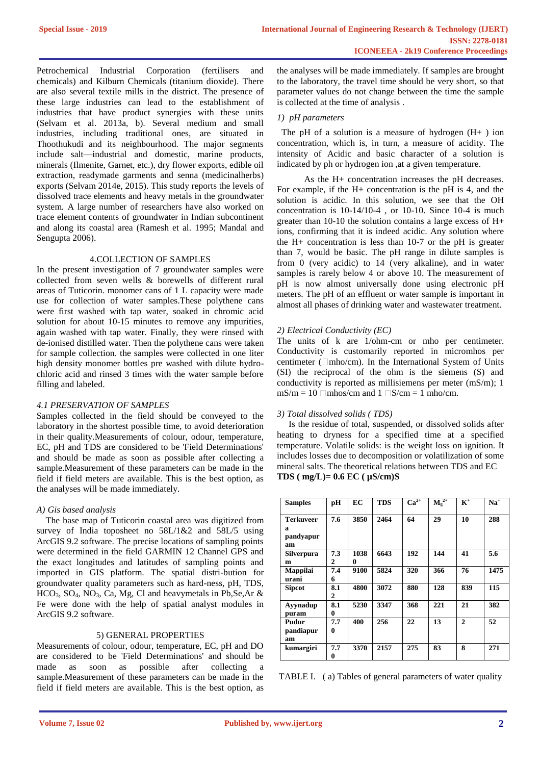Petrochemical Industrial Corporation (fertilisers and chemicals) and Kilburn Chemicals (titanium dioxide). There are also several textile mills in the district. The presence of these large industries can lead to the establishment of industries that have product synergies with these units (Selvam et al. 2013a, b). Several medium and small industries, including traditional ones, are situated in Thoothukudi and its neighbourhood. The major segments include salt—industrial and domestic, marine products, minerals (Ilmenite, Garnet, etc.), dry flower exports, edible oil extraction, readymade garments and senna (medicinalherbs) exports (Selvam 2014e, 2015). This study reports the levels of dissolved trace elements and heavy metals in the groundwater system. A large number of researchers have also worked on trace element contents of groundwater in Indian subcontinent and along its coastal area (Ramesh et al. 1995; Mandal and Sengupta 2006).

## 4.COLLECTION OF SAMPLES

In the present investigation of 7 groundwater samples were collected from seven wells & borewells of different rural areas of Tuticorin. monomer cans of 1 L capacity were made use for collection of water samples.These polythene cans were first washed with tap water, soaked in chromic acid solution for about 10-15 minutes to remove any impurities, again washed with tap water. Finally, they were rinsed with de-ionised distilled water. Then the polythene cans were taken for sample collection. the samples were collected in one liter high density monomer bottles pre washed with dilute hydro-chloric acid and rinsed 3 times with the water sample before filling and labeled.

### *4.1 PRESERVATION OF SAMPLES*

Samples collected in the field should be conveyed to the laboratory in the shortest possible time, to avoid deterioration in their quality.Measurements of colour, odour, temperature, EC, pH and TDS are considered to be 'Field Determinations' and should be made as soon as possible after collecting a sample.Measurement of these parameters can be made in the field if field meters are available. This is the best option, as the analyses will be made immediately.

### *A) Gis based analysis*

The base map of Tuticorin coastal area was digitized from survey of India toposheet no 58L/1&2 and 58L/5 using ArcGIS 9.2 software. The precise locations of sampling points were determined in the field GARMIN 12 Channel GPS and the exact longitudes and latitudes of sampling points and imported in GIS platform. The spatial distri-bution for groundwater quality parameters such as hard-ness, pH, TDS, $HCO_3$, $SO_4$, $NO_3$, Ca, Mg, Cl and heavymetals in Pb,Se,Ar & Fe were done with the help of spatial analyst modules in ArcGIS 9.2 software.

## 5) GENERAL PROPERTIES

Measurements of colour, odour, temperature, EC, pH and DO are considered to be 'Field Determinations' and should be made as soon as possible after collecting a sample.Measurement of these parameters can be made in the field if field meters are available. This is the best option, as the analyses will be made immediately. If samples are brought to the laboratory, the travel time should be very short, so that parameter values do not change between the time the sample is collected at the time of analysis .

### *1) pH parameters*

The pH of a solution is a measure of hydrogen (H+ ) ion concentration, which is, in turn, a measure of acidity. The intensity of Acidic and basic character of a solution is indicated by ph or hydrogen ion ,at a given temperature.

As the H+ concentration increases the pH decreases. For example, if the H+ concentration is the pH is 4, and the solution is acidic. In this solution, we see that the OH concentration is 10-14/10-4 , or 10-10. Since 10-4 is much greater than 10-10 the solution contains a large excess of H+ ions, confirming that it is indeed acidic. Any solution where the H+ concentration is less than 10-7 or the pH is greater than 7, would be basic. The pH range in dilute samples is from 0 (very acidic) to 14 (very alkaline), and in water samples is rarely below 4 or above 10. The measurement of pH is now almost universally done using electronic pH meters. The pH of an effluent or water sample is important in almost all phases of drinking water and wastewater treatment.

### *2) Electrical Conductivity (EC)*

The units of k are 1/ohm-cm or mho per centimeter. Conductivity is customarily reported in micromhos per centimeter (□mho/cm). In the International System of Units (SI) the reciprocal of the ohm is the siemens (S) and conductivity is reported as millisiemens per meter (mS/m); 1 mS/m = 10 □mhos/cm and 1 □S/cm = 1 mho/cm.

### *3) Total dissolved solids ( TDS)*

Is the residue of total, suspended, or dissolved solids after heating to dryness for a specified time at a specified temperature. Volatile solids: is the weight loss on ignition. It includes losses due to decomposition or volatilization of some mineral salts. The theoretical relations between TDS and EC

**TDS ( mg/L)= 0.6 EC ( µS/cm)S**

| Samples | pH | EC | TDS | $Ca^{2+}$ | $M_g^{2+}$ | $K^+$ | $Na^+$ |
|---|---|---|---|---|---|---|---|
| Terkuveera pandyapuram | 7.6 | 3850 | 2464 | 64 | 29 | 10 | 288 |
| Silverpuram | 7.32 | 10380 | 6643 | 192 | 144 | 41 | 5.6 |
| Mappilaiurani | 7.46 | 9100 | 5824 | 320 | 366 | 76 | 1475 |
| Sipcot | 8.12 | 4800 | 3072 | 880 | 128 | 839 | 115 |
| Ayynaduppuram | 8.10 | 5230 | 3347 | 368 | 221 | 21 | 382 |
| Pudur pandiapuram | 7.70 | 400 | 256 | 22 | 13 | 2 | 52 |
| kumargiri | 7.70 | 3370 | 2157 | 275 | 83 | 8 | 271 |

TABLE I. ( a) Tables of general parameters of water quality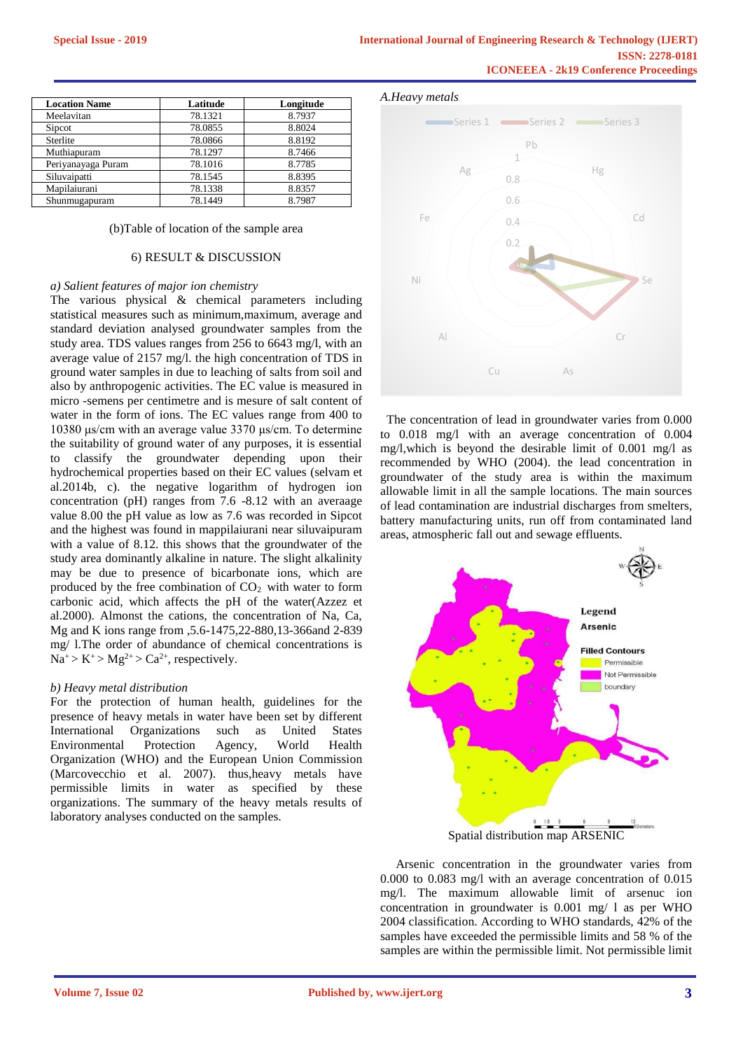| Location Name | Latitude | Longitude |
|---|---|---|
| Meelavitan | 78.1321 | 8.7937 |
| Sipcot | 78.0855 | 8.8024 |
| Sterlite | 78.0866 | 8.8192 |
| Muthiapuram | 78.1297 | 8.7466 |
| Periyanayaga Puram | 78.1016 | 8.7785 |
| Siluvaipatti | 78.1545 | 8.8395 |
| Mapilaiurani | 78.1338 | 8.8357 |
| Shunmugapuram | 78.1449 | 8.7987 |

(b)Table of location of the sample area

## 6) RESULT & DISCUSSION

### *a) Salient features of major ion chemistry*

The various physical & chemical parameters including statistical measures such as minimum,maximum, average and standard deviation analysed groundwater samples from the study area. TDS values ranges from 256 to 6643 mg/l, with an average value of 2157 mg/l. the high concentration of TDS in ground water samples in due to leaching of salts from soil and also by anthropogenic activities. The EC value is measured in micro -semens per centimetre and is mesure of salt content of water in the form of ions. The EC values range from 400 to 10380 µs/cm with an average value 3370 µs/cm. To determine the suitability of ground water of any purposes, it is essential to classify the groundwater depending upon their hydrochemical properties based on their EC values (selvam et al.2014b, c). the negative logarithm of hydrogen ion concentration (pH) ranges from 7.6 -8.12 with an averaage value 8.00 the pH value as low as 7.6 was recorded in Sipcot and the highest was found in mappilaiurani near siluvaipuram with a value of 8.12. this shows that the groundwater of the study area dominantly alkaline in nature. The slight alkalinity may be due to presence of bicarbonate ions, which are produced by the free combination of $CO_2$ with water to form carbonic acid, which affects the pH of the water(Azzez et al.2000). Almonst the cations, the concentration of Na, Ca, Mg and K ions range from ,5.6-1475,22-880,13-366and 2-839 mg/ l.The order of abundance of chemical concentrations is $Na^+ > K^+ > Mg^{2+} > Ca^{2+}$, respectively.

### *b) Heavy metal distribution*

For the protection of human health, guidelines for the presence of heavy metals in water have been set by different International Organizations such as United States Environmental Protection Agency, World Health Organization (WHO) and the European Union Commission (Marcovecchio et al. 2007). thus,heavy metals have permissible limits in water as specified by these organizations. The summary of the heavy metals results of laboratory analyses conducted on the samples.

*A.Heavy metals*

The concentration of lead in groundwater varies from 0.000 to 0.018 mg/l with an average concentration of 0.004 mg/l,which is beyond the desirable limit of 0.001 mg/l as recommended by WHO (2004). the lead concentration in groundwater of the study area is within the maximum allowable limit in all the sample locations. The main sources of lead contamination are industrial discharges from smelters, battery manufacturing units, run off from contaminated land areas, atmospheric fall out and sewage effluents.

Spatial distribution map ARSENIC

Arsenic concentration in the groundwater varies from 0.000 to 0.083 mg/l with an average concentration of 0.015 mg/l. The maximum allowable limit of arsenuc ion concentration in groundwater is 0.001 mg/ l as per WHO 2004 classification. According to WHO standards, 42% of the samples have exceeded the permissible limits and 58 % of the samples are within the permissible limit. Not permissible limit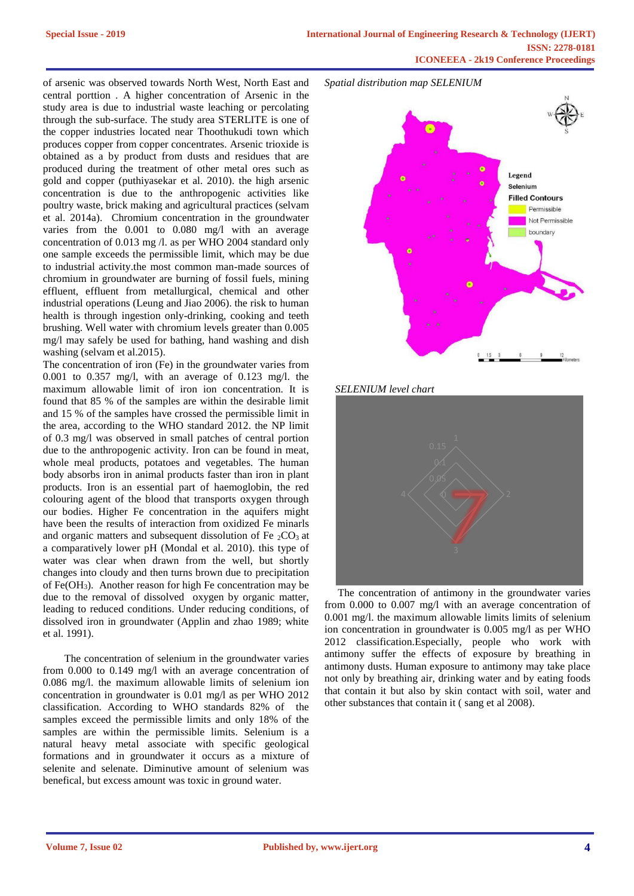of arsenic was observed towards North West, North East and central porttion . A higher concentration of Arsenic in the study area is due to industrial waste leaching or percolating through the sub-surface. The study area STERLITE is one of the copper industries located near Thoothukudi town which produces copper from copper concentrates. Arsenic trioxide is obtained as a by product from dusts and residues that are produced during the treatment of other metal ores such as gold and copper (puthiyasekar et al. 2010). the high arsenic concentration is due to the anthropogenic activities like poultry waste, brick making and agricultural practices (selvam et al. 2014a). Chromium concentration in the groundwater varies from the 0.001 to 0.080 mg/l with an average concentration of 0.013 mg /l. as per WHO 2004 standard only one sample exceeds the permissible limit, which may be due to industrial activity.the most common man-made sources of chromium in groundwater are burning of fossil fuels, mining effluent, effluent from metallurgical, chemical and other industrial operations (Leung and Jiao 2006). the risk to human health is through ingestion only-drinking, cooking and teeth brushing. Well water with chromium levels greater than 0.005 mg/l may safely be used for bathing, hand washing and dish washing (selvam et al.2015).

The concentration of iron (Fe) in the groundwater varies from 0.001 to 0.357 mg/l, with an average of 0.123 mg/l. the maximum allowable limit of iron ion concentration. It is found that 85 % of the samples are within the desirable limit and 15 % of the samples have crossed the permissible limit in the area, according to the WHO standard 2012. the NP limit of 0.3 mg/l was observed in small patches of central portion due to the anthropogenic activity. Iron can be found in meat, whole meal products, potatoes and vegetables. The human body absorbs iron in animal products faster than iron in plant products. Iron is an essential part of haemoglobin, the red colouring agent of the blood that transports oxygen through our bodies. Higher Fe concentration in the aquifers might have been the results of interaction from oxidized Fe minarls and organic matters and subsequent dissolution of $Fe_2CO_3$ at a comparatively lower pH (Mondal et al. 2010). this type of water was clear when drawn from the well, but shortly changes into cloudy and then turns brown due to precipitation of $Fe(OH_3)$. Another reason for high Fe concentration may be due to the removal of dissolved oxygen by organic matter, leading to reduced conditions. Under reducing conditions, of dissolved iron in groundwater (Applin and zhao 1989; white et al. 1991).

The concentration of selenium in the groundwater varies from 0.000 to 0.149 mg/l with an average concentration of 0.086 mg/l. the maximum allowable limits of selenium ion concentration in groundwater is 0.01 mg/l as per WHO 2012 classification. According to WHO standards 82% of the samples exceed the permissible limits and only 18% of the samples are within the permissible limits. Selenium is a natural heavy metal associate with specific geological formations and in groundwater it occurs as a mixture of selenite and selenate. Diminutive amount of selenium was benefical, but excess amount was toxic in ground water.

*Spatial distribution map SELENIUM*

*SELENIUM level chart*

The concentration of antimony in the groundwater varies from 0.000 to 0.007 mg/l with an average concentration of 0.001 mg/l. the maximum allowable limits limits of selenium ion concentration in groundwater is 0.005 mg/l as per WHO 2012 classification.Especially, people who work with antimony suffer the effects of exposure by breathing in antimony dusts. Human exposure to antimony may take place not only by breathing air, drinking water and by eating foods that contain it but also by skin contact with soil, water and other substances that contain it ( sang et al 2008).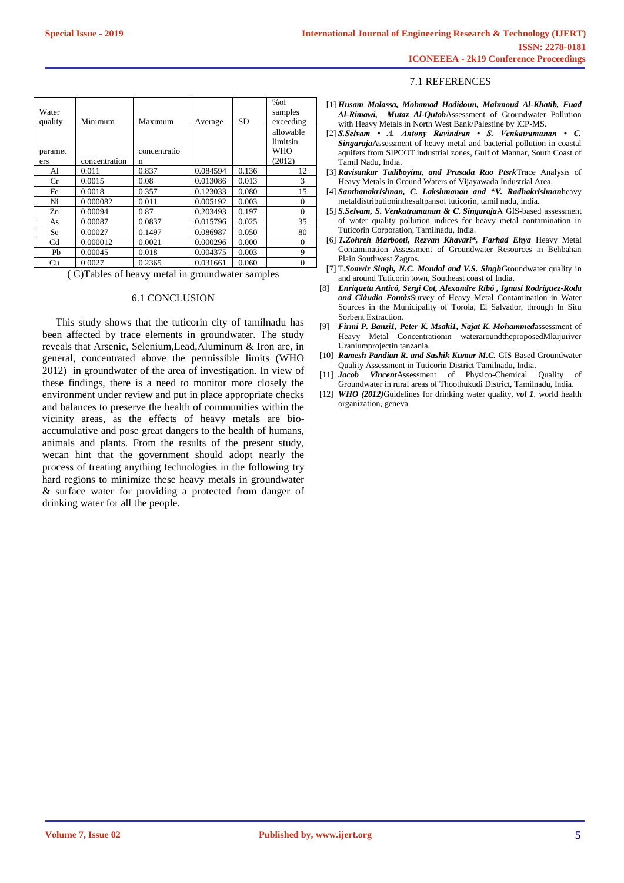| Water quality parameters | Minimum concentration | Maximum concentration | Average | SD | %of samples exceeding allowable limitsin WHO (2012) |
|---|---|---|---|---|---|
| Al | 0.011 | 0.837 | 0.084594 | 0.136 | 12 |
| Cr | 0.0015 | 0.08 | 0.013086 | 0.013 | 3 |
| Fe | 0.0018 | 0.357 | 0.123033 | 0.080 | 15 |
| Ni | 0.000082 | 0.011 | 0.005192 | 0.003 | 0 |
| Zn | 0.00094 | 0.87 | 0.203493 | 0.197 | 0 |
| As | 0.00087 | 0.0837 | 0.015796 | 0.025 | 35 |
| Se | 0.00027 | 0.1497 | 0.086987 | 0.050 | 80 |
| Cd | 0.000012 | 0.0021 | 0.000296 | 0.000 | 0 |
| Pb | 0.00045 | 0.018 | 0.004375 | 0.003 | 9 |
| Cu | 0.0027 | 0.2365 | 0.031661 | 0.060 | 0 |

( C)Tables of heavy metal in groundwater samples

## 6.1 CONCLUSION

This study shows that the tuticorin city of tamilnadu has been affected by trace elements in groundwater. The study reveals that Arsenic, Selenium,Lead,Aluminum & Iron are, in general, concentrated above the permissible limits (WHO 2012) in groundwater of the area of investigation. In view of these findings, there is a need to monitor more closely the environment under review and put in place appropriate checks and balances to preserve the health of communities within the vicinity areas, as the effects of heavy metals are bio-accumulative and pose great dangers to the health of humans, animals and plants. From the results of the present study, wecan hint that the government should adopt nearly the process of treating anything technologies in the following try hard regions to minimize these heavy metals in groundwater & surface water for providing a protected from danger of drinking water for all the people.

## 7.1 REFERENCES

[1] ***Husam Malassa, Mohamad Hadidoun, Mahmoud Al-Khatib, Fuad Al-Rimawi, Mutaz Al-Qutob***Assessment of Groundwater Pollution with Heavy Metals in North West Bank/Palestine by ICP-MS.

[2] ***S.Selvam • A. Antony Ravindran • S. Venkatramanan • C. Singaraja***Assessment of heavy metal and bacterial pollution in coastal aquifers from SIPCOT industrial zones, Gulf of Mannar, South Coast of Tamil Nadu, India.

[3] ***Ravisankar Tadiboyina, and Prasada Rao Ptsrk***Trace Analysis of Heavy Metals in Ground Waters of Vijayawada Industrial Area.

[4] ***Santhanakrishnan, C. Lakshmanan and *V. Radhakrishnan***heavy metaldistributioninthesaltpansof tuticorin, tamil nadu, india.

[5] ***S.Selvam, S. Venkatramanan & C. Singaraja***A GIS-based assessment of water quality pollution indices for heavy metal contamination in Tuticorin Corporation, Tamilnadu, India.

[6] ***T.Zohreh Marbooti, Rezvan Khavari*, Farhad Ehya*** Heavy Metal Contamination Assessment of Groundwater Resources in Behbahan Plain Southwest Zagros.

[7] T.***Somvir Singh, N.C. Mondal and V.S. Singh***Groundwater quality in and around Tuticorin town, Southeast coast of India.

[8] ***Enriqueta Anticó, Sergi Cot, Alexandre Ribó , Ignasi Rodríguez-Roda and Clàudia Fontàs***Survey of Heavy Metal Contamination in Water Sources in the Municipality of Torola, El Salvador, through In Situ Sorbent Extraction.

[9] ***Firmi P. Banzi1, Peter K. Msaki1, Najat K. Mohammed***assessment of Heavy Metal Concentrationin wateraroundtheproposedMkujuriver Uraniumprojectin tanzania.

[10] ***Ramesh Pandian R. and Sashik Kumar M.C.*** GIS Based Groundwater Quality Assessment in Tuticorin District Tamilnadu, India.

[11] ***Jacob Vincent***Assessment of Physico-Chemical Quality of Groundwater in rural areas of Thoothukudi District, Tamilnadu, India.

[12] ***WHO (2012)***Guidelines for drinking water quality, ***vol 1***. world health organization, geneva.